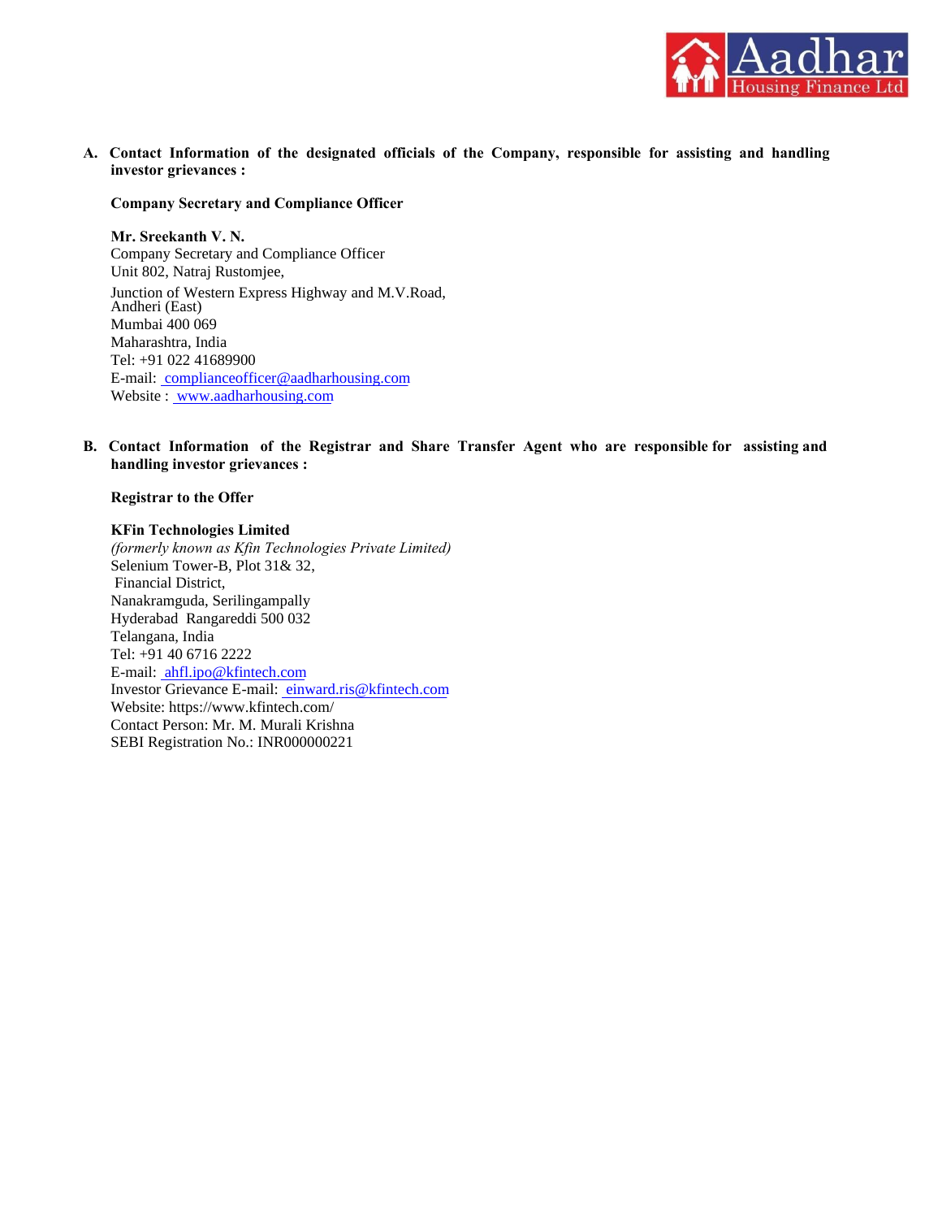**A. Contact Information of the designated officials of the Company, responsible for assisting and handling investor grievances :**

**Company Secretary and Compliance Officer**

**Mr. Sreekanth V. N.**
Company Secretary and Compliance Officer
Unit 802, Natraj Rustomjee,
Junction of Western Express Highway and M.V.Road,
Andheri (East)
Mumbai 400 069
Maharashtra, India
Tel: +91 022 41689900
E-mail: complianceofficer@aadharhousing.com
Website : www.aadharhousing.com

**B. Contact Information of the Registrar and Share Transfer Agent who are responsible for assisting and handling investor grievances :**

**Registrar to the Offer**

**KFin Technologies Limited**
*(formerly known as Kfin Technologies Private Limited)*
Selenium Tower-B, Plot 31& 32,
Financial District,
Nanakramguda, Serilingampally
Hyderabad Rangareddi 500 032
Telangana, India
Tel: +91 40 6716 2222
E-mail: ahfl.ipo@kfintech.com
Investor Grievance E-mail: einward.ris@kfintech.com
Website: https://www.kfintech.com/
Contact Person: Mr. M. Murali Krishna
SEBI Registration No.: INR000000221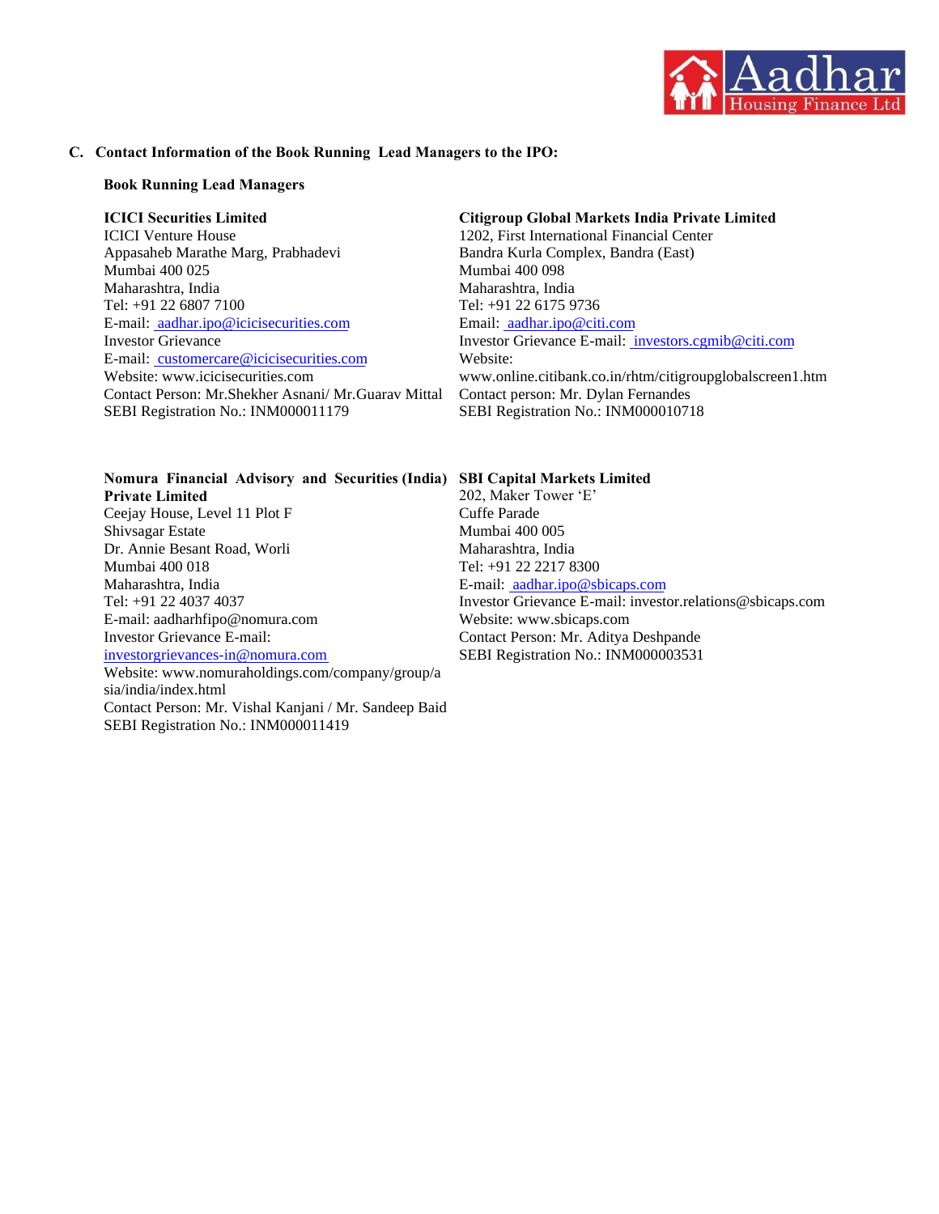## C. Contact Information of the Book Running Lead Managers to the IPO:

### Book Running Lead Managers

**ICICI Securities Limited**
ICICI Venture House
Appasaheb Marathe Marg, Prabhadevi
Mumbai 400 025
Maharashtra, India
Tel: +91 22 6807 7100
E-mail: aadhar.ipo@icicisecurities.com
Investor Grievance
E-mail: customercare@icicisecurities.com
Website: www.icicisecurities.com
Contact Person: Mr.Shekher Asnani/ Mr.Guarav Mittal
SEBI Registration No.: INM000011179

**Citigroup Global Markets India Private Limited**
1202, First International Financial Center
Bandra Kurla Complex, Bandra (East)
Mumbai 400 098
Maharashtra, India
Tel: +91 22 6175 9736
Email: aadhar.ipo@citi.com
Investor Grievance E-mail: investors.cgmib@citi.com
Website:
www.online.citibank.co.in/rhtm/citigroupglobalscreen1.htm
Contact person: Mr. Dylan Fernandes
SEBI Registration No.: INM000010718

**Nomura Financial Advisory and Securities (India) Private Limited**
Ceejay House, Level 11 Plot F
Shivsagar Estate
Dr. Annie Besant Road, Worli
Mumbai 400 018
Maharashtra, India
Tel: +91 22 4037 4037
E-mail: aadharhfipo@nomura.com
Investor Grievance E-mail:
investorgrievances-in@nomura.com
Website: www.nomuraholdings.com/company/group/asia/india/index.html
Contact Person: Mr. Vishal Kanjani / Mr. Sandeep Baid
SEBI Registration No.: INM000011419

**SBI Capital Markets Limited**
202, Maker Tower 'E'
Cuffe Parade
Mumbai 400 005
Maharashtra, India
Tel: +91 22 2217 8300
E-mail: aadhar.ipo@sbicaps.com
Investor Grievance E-mail: investor.relations@sbicaps.com
Website: www.sbicaps.com
Contact Person: Mr. Aditya Deshpande
SEBI Registration No.: INM000003531